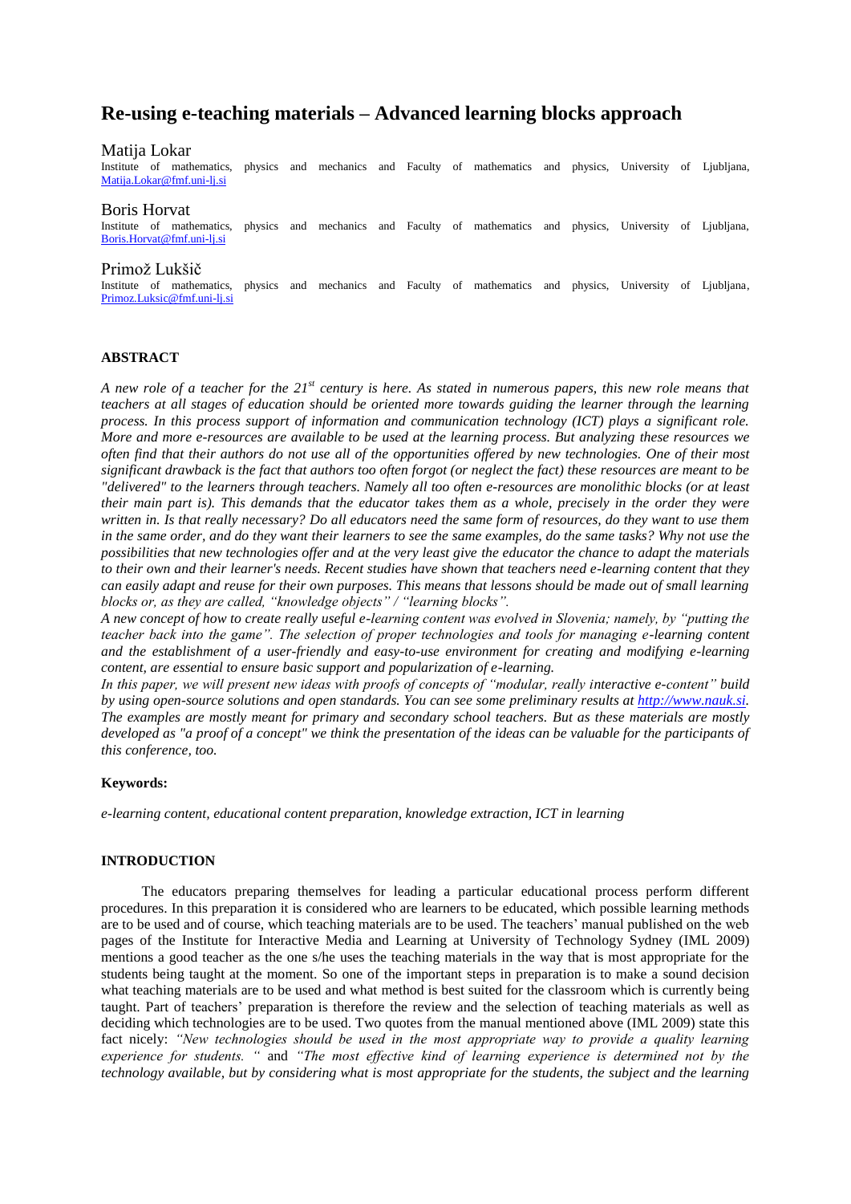# Re-using e-teaching materials – Advanced learning blocks approach

Matija Lokar
Institute of mathematics, physics and mechanics and Faculty of mathematics and physics, University of Ljubljana, Matija.Lokar@fmf.uni-lj.si

Boris Horvat
Institute of mathematics, physics and mechanics and Faculty of mathematics and physics, University of Ljubljana, Boris.Horvat@fmf.uni-lj.si

Primož Lukšič
Institute of mathematics, physics and mechanics and Faculty of mathematics and physics, University of Ljubljana, Primoz.Luksic@fmf.uni-lj.si

## ABSTRACT

*A new role of a teacher for the 21st century is here. As stated in numerous papers, this new role means that teachers at all stages of education should be oriented more towards guiding the learner through the learning process. In this process support of information and communication technology (ICT) plays a significant role. More and more e-resources are available to be used at the learning process. But analyzing these resources we often find that their authors do not use all of the opportunities offered by new technologies. One of their most significant drawback is the fact that authors too often forgot (or neglect the fact) these resources are meant to be "delivered" to the learners through teachers. Namely all too often e-resources are monolithic blocks (or at least their main part is). This demands that the educator takes them as a whole, precisely in the order they were written in. Is that really necessary? Do all educators need the same form of resources, do they want to use them in the same order, and do they want their learners to see the same examples, do the same tasks? Why not use the possibilities that new technologies offer and at the very least give the educator the chance to adapt the materials to their own and their learner's needs. Recent studies have shown that teachers need e-learning content that they can easily adapt and reuse for their own purposes. This means that lessons should be made out of small learning blocks or, as they are called, "knowledge objects" / "learning blocks".*

*A new concept of how to create really useful e-learning content was evolved in Slovenia; namely, by "putting the teacher back into the game". The selection of proper technologies and tools for managing e-learning content and the establishment of a user-friendly and easy-to-use environment for creating and modifying e-learning content, are essential to ensure basic support and popularization of e-learning.*

*In this paper, we will present new ideas with proofs of concepts of "modular, really interactive e-content" build by using open-source solutions and open standards. You can see some preliminary results at http://www.nauk.si. The examples are mostly meant for primary and secondary school teachers. But as these materials are mostly developed as "a proof of a concept" we think the presentation of the ideas can be valuable for the participants of this conference, too.*

### Keywords:

*e-learning content, educational content preparation, knowledge extraction, ICT in learning*

## INTRODUCTION

The educators preparing themselves for leading a particular educational process perform different procedures. In this preparation it is considered who are learners to be educated, which possible learning methods are to be used and of course, which teaching materials are to be used. The teachers' manual published on the web pages of the Institute for Interactive Media and Learning at University of Technology Sydney (IML 2009) mentions a good teacher as the one s/he uses the teaching materials in the way that is most appropriate for the students being taught at the moment. So one of the important steps in preparation is to make a sound decision what teaching materials are to be used and what method is best suited for the classroom which is currently being taught. Part of teachers' preparation is therefore the review and the selection of teaching materials as well as deciding which technologies are to be used. Two quotes from the manual mentioned above (IML 2009) state this fact nicely: *"New technologies should be used in the most appropriate way to provide a quality learning experience for students. "* and *"The most effective kind of learning experience is determined not by the technology available, but by considering what is most appropriate for the students, the subject and the learning*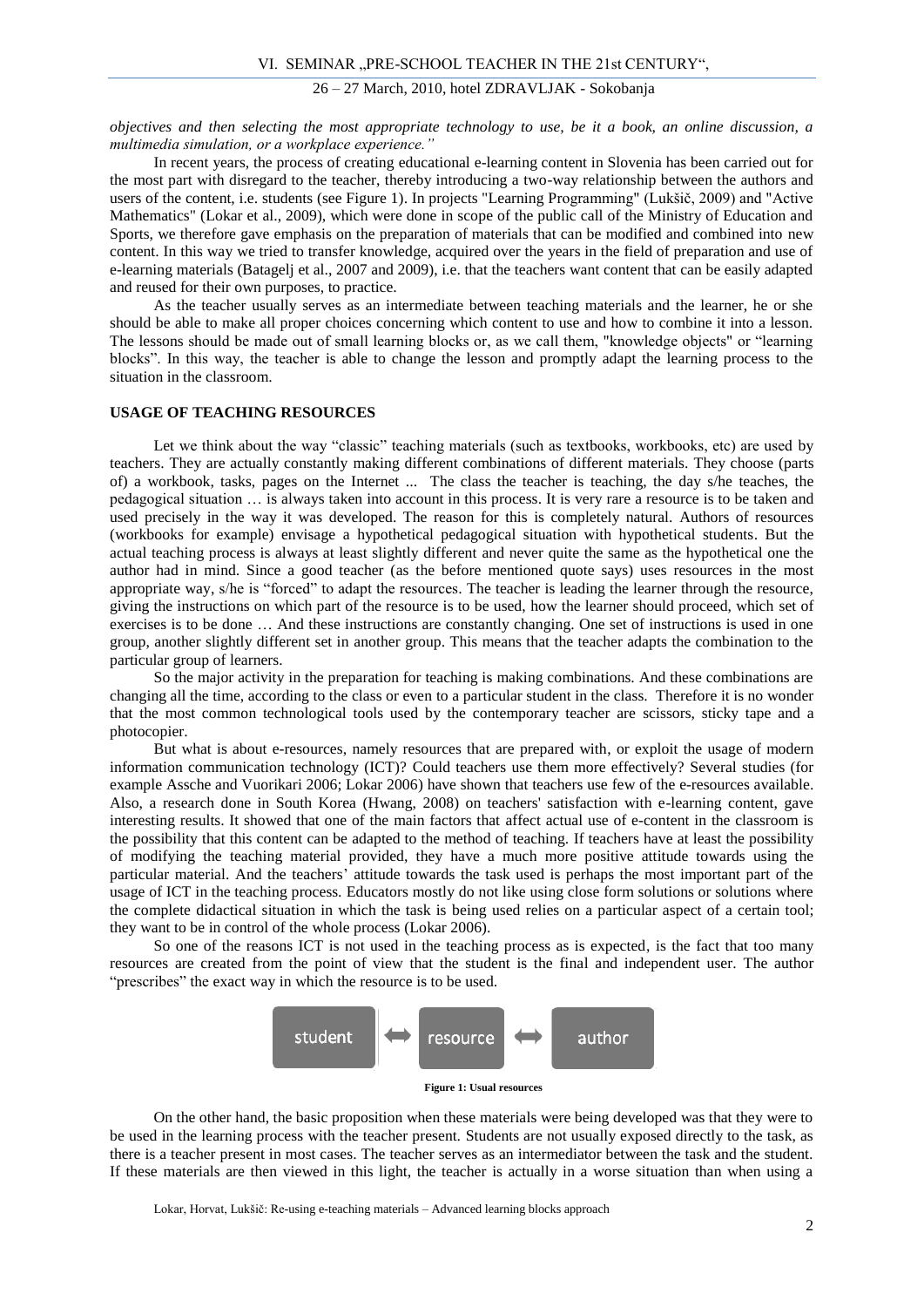*objectives and then selecting the most appropriate technology to use, be it a book, an online discussion, a multimedia simulation, or a workplace experience."*

In recent years, the process of creating educational e-learning content in Slovenia has been carried out for the most part with disregard to the teacher, thereby introducing a two-way relationship between the authors and users of the content, i.e. students (see Figure 1). In projects "Learning Programming" (Lukšič, 2009) and "Active Mathematics" (Lokar et al., 2009), which were done in scope of the public call of the Ministry of Education and Sports, we therefore gave emphasis on the preparation of materials that can be modified and combined into new content. In this way we tried to transfer knowledge, acquired over the years in the field of preparation and use of e-learning materials (Batagelj et al., 2007 and 2009), i.e. that the teachers want content that can be easily adapted and reused for their own purposes, to practice.

As the teacher usually serves as an intermediate between teaching materials and the learner, he or she should be able to make all proper choices concerning which content to use and how to combine it into a lesson. The lessons should be made out of small learning blocks or, as we call them, "knowledge objects" or "learning blocks". In this way, the teacher is able to change the lesson and promptly adapt the learning process to the situation in the classroom.

## USAGE OF TEACHING RESOURCES

Let we think about the way "classic" teaching materials (such as textbooks, workbooks, etc) are used by teachers. They are actually constantly making different combinations of different materials. They choose (parts of) a workbook, tasks, pages on the Internet ... The class the teacher is teaching, the day s/he teaches, the pedagogical situation … is always taken into account in this process. It is very rare a resource is to be taken and used precisely in the way it was developed. The reason for this is completely natural. Authors of resources (workbooks for example) envisage a hypothetical pedagogical situation with hypothetical students. But the actual teaching process is always at least slightly different and never quite the same as the hypothetical one the author had in mind. Since a good teacher (as the before mentioned quote says) uses resources in the most appropriate way, s/he is "forced" to adapt the resources. The teacher is leading the learner through the resource, giving the instructions on which part of the resource is to be used, how the learner should proceed, which set of exercises is to be done … And these instructions are constantly changing. One set of instructions is used in one group, another slightly different set in another group. This means that the teacher adapts the combination to the particular group of learners.

So the major activity in the preparation for teaching is making combinations. And these combinations are changing all the time, according to the class or even to a particular student in the class. Therefore it is no wonder that the most common technological tools used by the contemporary teacher are scissors, sticky tape and a photocopier.

But what is about e-resources, namely resources that are prepared with, or exploit the usage of modern information communication technology (ICT)? Could teachers use them more effectively? Several studies (for example Assche and Vuorikari 2006; Lokar 2006) have shown that teachers use few of the e-resources available. Also, a research done in South Korea (Hwang, 2008) on teachers' satisfaction with e-learning content, gave interesting results. It showed that one of the main factors that affect actual use of e-content in the classroom is the possibility that this content can be adapted to the method of teaching. If teachers have at least the possibility of modifying the teaching material provided, they have a much more positive attitude towards using the particular material. And the teachers' attitude towards the task used is perhaps the most important part of the usage of ICT in the teaching process. Educators mostly do not like using close form solutions or solutions where the complete didactical situation in which the task is being used relies on a particular aspect of a certain tool; they want to be in control of the whole process (Lokar 2006).

So one of the reasons ICT is not used in the teaching process as is expected, is the fact that too many resources are created from the point of view that the student is the final and independent user. The author "prescribes" the exact way in which the resource is to be used.

student ⟷ resource ⟷ author

**Figure 1: Usual resources**

On the other hand, the basic proposition when these materials were being developed was that they were to be used in the learning process with the teacher present. Students are not usually exposed directly to the task, as there is a teacher present in most cases. The teacher serves as an intermediator between the task and the student. If these materials are then viewed in this light, the teacher is actually in a worse situation than when using a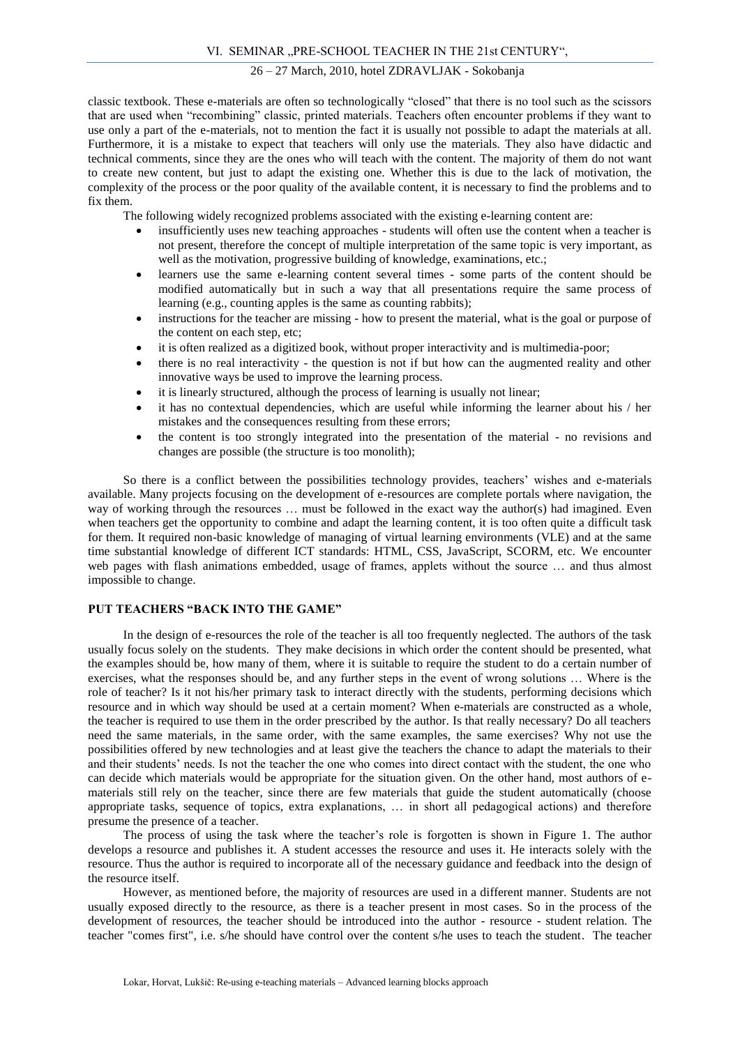classic textbook. These e-materials are often so technologically "closed" that there is no tool such as the scissors that are used when "recombining" classic, printed materials. Teachers often encounter problems if they want to use only a part of the e-materials, not to mention the fact it is usually not possible to adapt the materials at all. Furthermore, it is a mistake to expect that teachers will only use the materials. They also have didactic and technical comments, since they are the ones who will teach with the content. The majority of them do not want to create new content, but just to adapt the existing one. Whether this is due to the lack of motivation, the complexity of the process or the poor quality of the available content, it is necessary to find the problems and to fix them.

The following widely recognized problems associated with the existing e-learning content are:

- insufficiently uses new teaching approaches - students will often use the content when a teacher is not present, therefore the concept of multiple interpretation of the same topic is very important, as well as the motivation, progressive building of knowledge, examinations, etc.;
- learners use the same e-learning content several times - some parts of the content should be modified automatically but in such a way that all presentations require the same process of learning (e.g., counting apples is the same as counting rabbits);
- instructions for the teacher are missing - how to present the material, what is the goal or purpose of the content on each step, etc;
- it is often realized as a digitized book, without proper interactivity and is multimedia-poor;
- there is no real interactivity - the question is not if but how can the augmented reality and other innovative ways be used to improve the learning process.
- it is linearly structured, although the process of learning is usually not linear;
- it has no contextual dependencies, which are useful while informing the learner about his / her mistakes and the consequences resulting from these errors;
- the content is too strongly integrated into the presentation of the material - no revisions and changes are possible (the structure is too monolith);

So there is a conflict between the possibilities technology provides, teachers' wishes and e-materials available. Many projects focusing on the development of e-resources are complete portals where navigation, the way of working through the resources … must be followed in the exact way the author(s) had imagined. Even when teachers get the opportunity to combine and adapt the learning content, it is too often quite a difficult task for them. It required non-basic knowledge of managing of virtual learning environments (VLE) and at the same time substantial knowledge of different ICT standards: HTML, CSS, JavaScript, SCORM, etc. We encounter web pages with flash animations embedded, usage of frames, applets without the source … and thus almost impossible to change.

## PUT TEACHERS "BACK INTO THE GAME"

In the design of e-resources the role of the teacher is all too frequently neglected. The authors of the task usually focus solely on the students. They make decisions in which order the content should be presented, what the examples should be, how many of them, where it is suitable to require the student to do a certain number of exercises, what the responses should be, and any further steps in the event of wrong solutions … Where is the role of teacher? Is it not his/her primary task to interact directly with the students, performing decisions which resource and in which way should be used at a certain moment? When e-materials are constructed as a whole, the teacher is required to use them in the order prescribed by the author. Is that really necessary? Do all teachers need the same materials, in the same order, with the same examples, the same exercises? Why not use the possibilities offered by new technologies and at least give the teachers the chance to adapt the materials to their and their students' needs. Is not the teacher the one who comes into direct contact with the student, the one who can decide which materials would be appropriate for the situation given. On the other hand, most authors of e-materials still rely on the teacher, since there are few materials that guide the student automatically (choose appropriate tasks, sequence of topics, extra explanations, … in short all pedagogical actions) and therefore presume the presence of a teacher.

The process of using the task where the teacher's role is forgotten is shown in Figure 1. The author develops a resource and publishes it. A student accesses the resource and uses it. He interacts solely with the resource. Thus the author is required to incorporate all of the necessary guidance and feedback into the design of the resource itself.

However, as mentioned before, the majority of resources are used in a different manner. Students are not usually exposed directly to the resource, as there is a teacher present in most cases. So in the process of the development of resources, the teacher should be introduced into the author - resource - student relation. The teacher "comes first", i.e. s/he should have control over the content s/he uses to teach the student. The teacher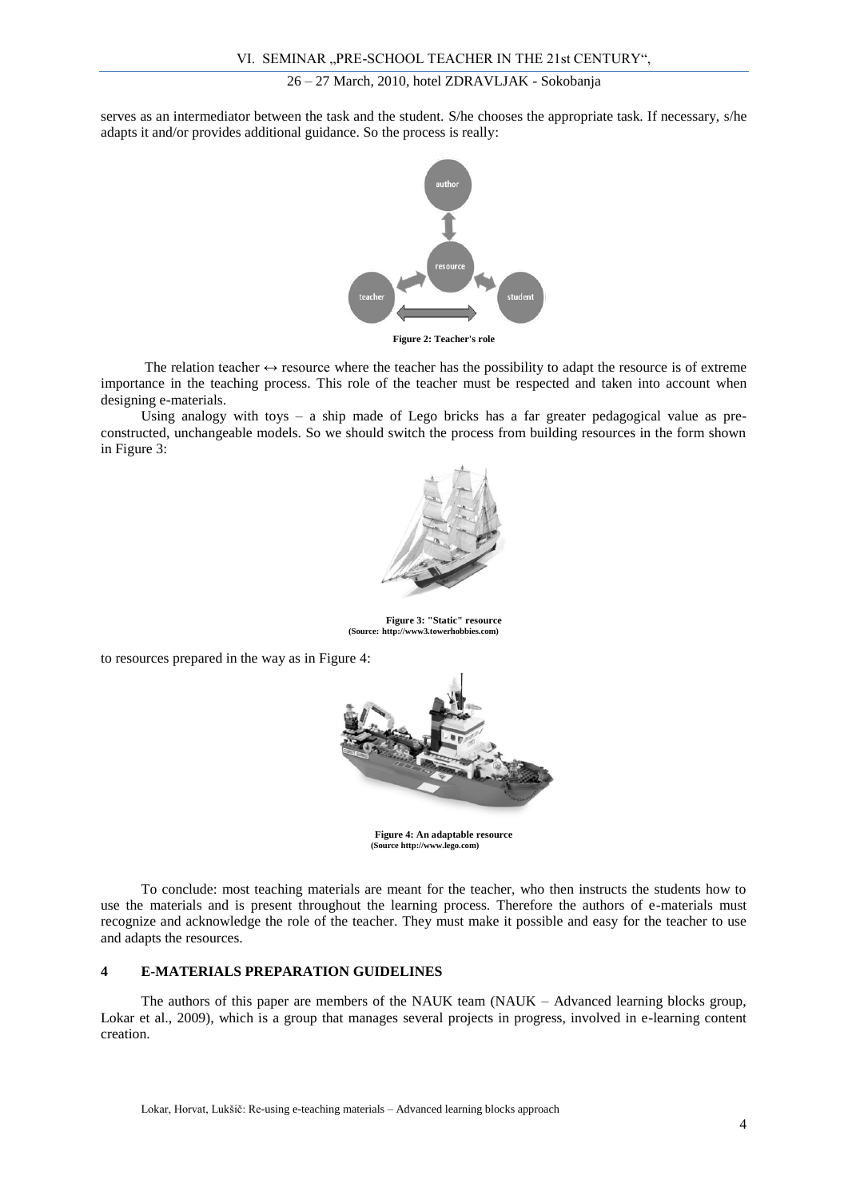serves as an intermediator between the task and the student. S/he chooses the appropriate task. If necessary, s/he adapts it and/or provides additional guidance. So the process is really:

author

resource

teacher

student

**Figure 2: Teacher's role**

The relation teacher ↔ resource where the teacher has the possibility to adapt the resource is of extreme importance in the teaching process. This role of the teacher must be respected and taken into account when designing e-materials.

Using analogy with toys – a ship made of Lego bricks has a far greater pedagogical value as pre-constructed, unchangeable models. So we should switch the process from building resources in the form shown in Figure 3:

**Figure 3: "Static" resource**
**(Source: http://www3.towerhobbies.com)**

to resources prepared in the way as in Figure 4:

**Figure 4: An adaptable resource**
**(Source http://www.lego.com)**

To conclude: most teaching materials are meant for the teacher, who then instructs the students how to use the materials and is present throughout the learning process. Therefore the authors of e-materials must recognize and acknowledge the role of the teacher. They must make it possible and easy for the teacher to use and adapts the resources.

## 4 E-MATERIALS PREPARATION GUIDELINES

The authors of this paper are members of the NAUK team (NAUK – Advanced learning blocks group, Lokar et al., 2009), which is a group that manages several projects in progress, involved in e-learning content creation.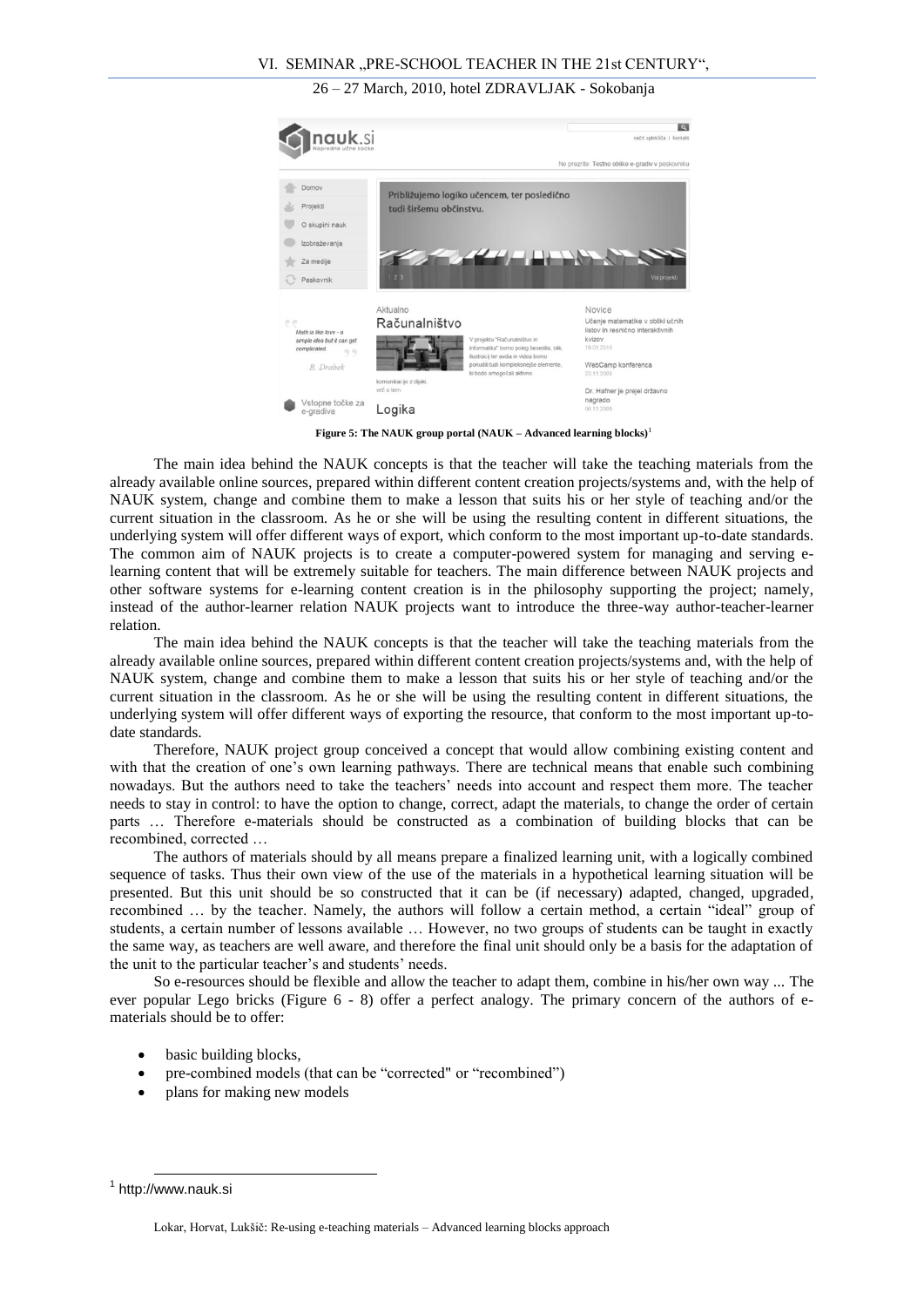Figure 5: The NAUK group portal (NAUK – Advanced learning blocks)[1]

The main idea behind the NAUK concepts is that the teacher will take the teaching materials from the already available online sources, prepared within different content creation projects/systems and, with the help of NAUK system, change and combine them to make a lesson that suits his or her style of teaching and/or the current situation in the classroom. As he or she will be using the resulting content in different situations, the underlying system will offer different ways of export, which conform to the most important up-to-date standards. The common aim of NAUK projects is to create a computer-powered system for managing and serving e-learning content that will be extremely suitable for teachers. The main difference between NAUK projects and other software systems for e-learning content creation is in the philosophy supporting the project; namely, instead of the author-learner relation NAUK projects want to introduce the three-way author-teacher-learner relation.

The main idea behind the NAUK concepts is that the teacher will take the teaching materials from the already available online sources, prepared within different content creation projects/systems and, with the help of NAUK system, change and combine them to make a lesson that suits his or her style of teaching and/or the current situation in the classroom. As he or she will be using the resulting content in different situations, the underlying system will offer different ways of exporting the resource, that conform to the most important up-to-date standards.

Therefore, NAUK project group conceived a concept that would allow combining existing content and with that the creation of one's own learning pathways. There are technical means that enable such combining nowadays. But the authors need to take the teachers' needs into account and respect them more. The teacher needs to stay in control: to have the option to change, correct, adapt the materials, to change the order of certain parts … Therefore e-materials should be constructed as a combination of building blocks that can be recombined, corrected …

The authors of materials should by all means prepare a finalized learning unit, with a logically combined sequence of tasks. Thus their own view of the use of the materials in a hypothetical learning situation will be presented. But this unit should be so constructed that it can be (if necessary) adapted, changed, upgraded, recombined … by the teacher. Namely, the authors will follow a certain method, a certain "ideal" group of students, a certain number of lessons available … However, no two groups of students can be taught in exactly the same way, as teachers are well aware, and therefore the final unit should only be a basis for the adaptation of the unit to the particular teacher's and students' needs.

So e-resources should be flexible and allow the teacher to adapt them, combine in his/her own way ... The ever popular Lego bricks (Figure 6 - 8) offer a perfect analogy. The primary concern of the authors of e-materials should be to offer:

- basic building blocks,
- pre-combined models (that can be "corrected" or "recombined")
- plans for making new models

[1] http://www.nauk.si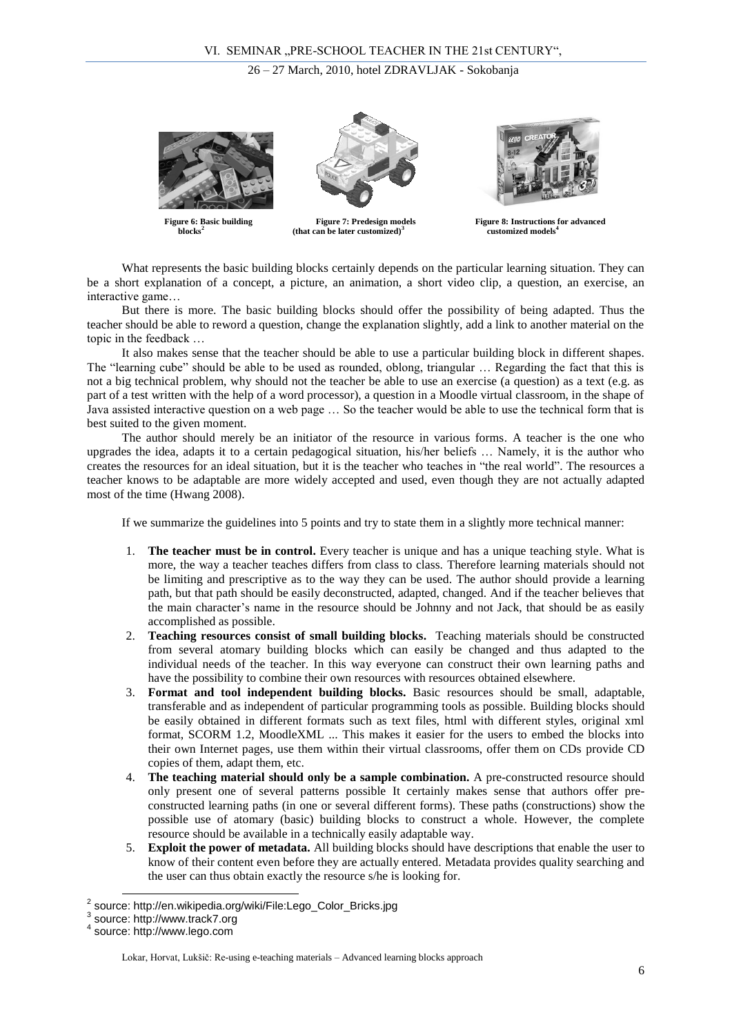Figure 6: Basic building blocks[2]

Figure 7: Predesign models (that can be later customized)[3]

Figure 8: Instructions for advanced customized models[4]

What represents the basic building blocks certainly depends on the particular learning situation. They can be a short explanation of a concept, a picture, an animation, a short video clip, a question, an exercise, an interactive game…

But there is more. The basic building blocks should offer the possibility of being adapted. Thus the teacher should be able to reword a question, change the explanation slightly, add a link to another material on the topic in the feedback …

It also makes sense that the teacher should be able to use a particular building block in different shapes. The "learning cube" should be able to be used as rounded, oblong, triangular … Regarding the fact that this is not a big technical problem, why should not the teacher be able to use an exercise (a question) as a text (e.g. as part of a test written with the help of a word processor), a question in a Moodle virtual classroom, in the shape of Java assisted interactive question on a web page … So the teacher would be able to use the technical form that is best suited to the given moment.

The author should merely be an initiator of the resource in various forms. A teacher is the one who upgrades the idea, adapts it to a certain pedagogical situation, his/her beliefs … Namely, it is the author who creates the resources for an ideal situation, but it is the teacher who teaches in "the real world". The resources a teacher knows to be adaptable are more widely accepted and used, even though they are not actually adapted most of the time (Hwang 2008).

If we summarize the guidelines into 5 points and try to state them in a slightly more technical manner:

1. **The teacher must be in control.** Every teacher is unique and has a unique teaching style. What is more, the way a teacher teaches differs from class to class. Therefore learning materials should not be limiting and prescriptive as to the way they can be used. The author should provide a learning path, but that path should be easily deconstructed, adapted, changed. And if the teacher believes that the main character's name in the resource should be Johnny and not Jack, that should be as easily accomplished as possible.
2. **Teaching resources consist of small building blocks.** Teaching materials should be constructed from several atomary building blocks which can easily be changed and thus adapted to the individual needs of the teacher. In this way everyone can construct their own learning paths and have the possibility to combine their own resources with resources obtained elsewhere.
3. **Format and tool independent building blocks.** Basic resources should be small, adaptable, transferable and as independent of particular programming tools as possible. Building blocks should be easily obtained in different formats such as text files, html with different styles, original xml format, SCORM 1.2, MoodleXML ... This makes it easier for the users to embed the blocks into their own Internet pages, use them within their virtual classrooms, offer them on CDs provide CD copies of them, adapt them, etc.
4. **The teaching material should only be a sample combination.** A pre-constructed resource should only present one of several patterns possible It certainly makes sense that authors offer pre-constructed learning paths (in one or several different forms). These paths (constructions) show the possible use of atomary (basic) building blocks to construct a whole. However, the complete resource should be available in a technically easily adaptable way.
5. **Exploit the power of metadata.** All building blocks should have descriptions that enable the user to know of their content even before they are actually entered. Metadata provides quality searching and the user can thus obtain exactly the resource s/he is looking for.

[2] source: http://en.wikipedia.org/wiki/File:Lego_Color_Bricks.jpg

[3] source: http://www.track7.org

[4] source: http://www.lego.com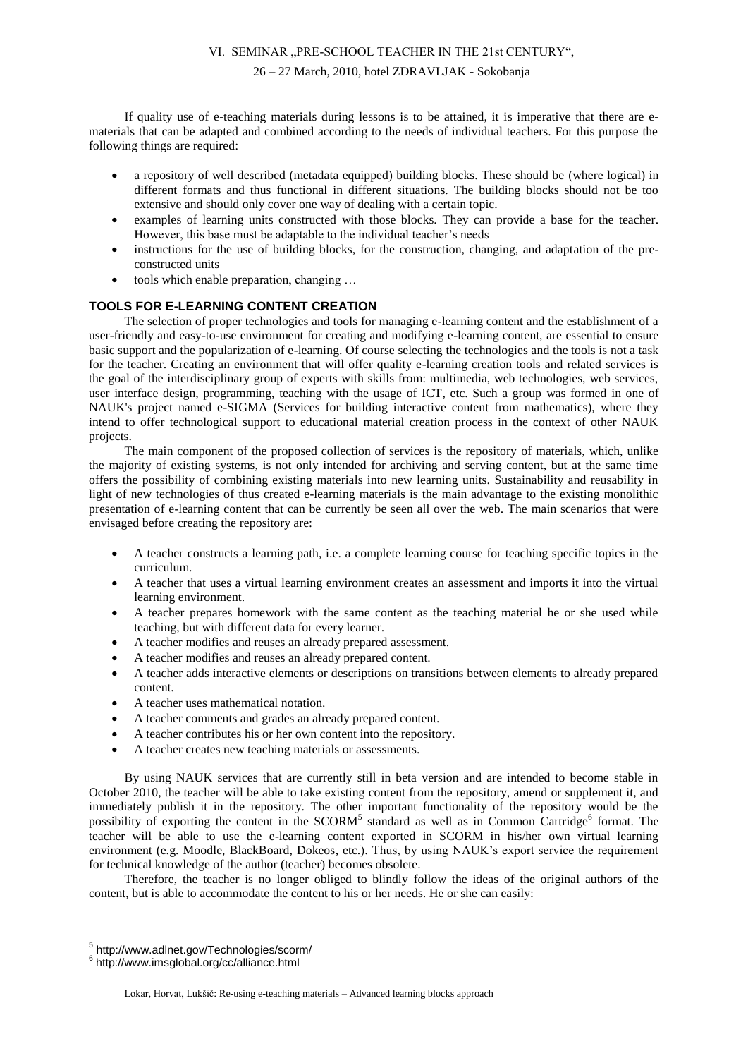If quality use of e-teaching materials during lessons is to be attained, it is imperative that there are e-materials that can be adapted and combined according to the needs of individual teachers. For this purpose the following things are required:

- a repository of well described (metadata equipped) building blocks. These should be (where logical) in different formats and thus functional in different situations. The building blocks should not be too extensive and should only cover one way of dealing with a certain topic.
- examples of learning units constructed with those blocks. They can provide a base for the teacher. However, this base must be adaptable to the individual teacher's needs
- instructions for the use of building blocks, for the construction, changing, and adaptation of the pre-constructed units
- tools which enable preparation, changing …

## TOOLS FOR E-LEARNING CONTENT CREATION

The selection of proper technologies and tools for managing e-learning content and the establishment of a user-friendly and easy-to-use environment for creating and modifying e-learning content, are essential to ensure basic support and the popularization of e-learning. Of course selecting the technologies and the tools is not a task for the teacher. Creating an environment that will offer quality e-learning creation tools and related services is the goal of the interdisciplinary group of experts with skills from: multimedia, web technologies, web services, user interface design, programming, teaching with the usage of ICT, etc. Such a group was formed in one of NAUK's project named e-SIGMA (Services for building interactive content from mathematics), where they intend to offer technological support to educational material creation process in the context of other NAUK projects.

The main component of the proposed collection of services is the repository of materials, which, unlike the majority of existing systems, is not only intended for archiving and serving content, but at the same time offers the possibility of combining existing materials into new learning units. Sustainability and reusability in light of new technologies of thus created e-learning materials is the main advantage to the existing monolithic presentation of e-learning content that can be currently be seen all over the web. The main scenarios that were envisaged before creating the repository are:

- A teacher constructs a learning path, i.e. a complete learning course for teaching specific topics in the curriculum.
- A teacher that uses a virtual learning environment creates an assessment and imports it into the virtual learning environment.
- A teacher prepares homework with the same content as the teaching material he or she used while teaching, but with different data for every learner.
- A teacher modifies and reuses an already prepared assessment.
- A teacher modifies and reuses an already prepared content.
- A teacher adds interactive elements or descriptions on transitions between elements to already prepared content.
- A teacher uses mathematical notation.
- A teacher comments and grades an already prepared content.
- A teacher contributes his or her own content into the repository.
- A teacher creates new teaching materials or assessments.

By using NAUK services that are currently still in beta version and are intended to become stable in October 2010, the teacher will be able to take existing content from the repository, amend or supplement it, and immediately publish it in the repository. The other important functionality of the repository would be the possibility of exporting the content in the SCORM[5] standard as well as in Common Cartridge[6] format. The teacher will be able to use the e-learning content exported in SCORM in his/her own virtual learning environment (e.g. Moodle, BlackBoard, Dokeos, etc.). Thus, by using NAUK's export service the requirement for technical knowledge of the author (teacher) becomes obsolete.

Therefore, the teacher is no longer obliged to blindly follow the ideas of the original authors of the content, but is able to accommodate the content to his or her needs. He or she can easily:

[5] http://www.adlnet.gov/Technologies/scorm/

[6] http://www.imsglobal.org/cc/alliance.html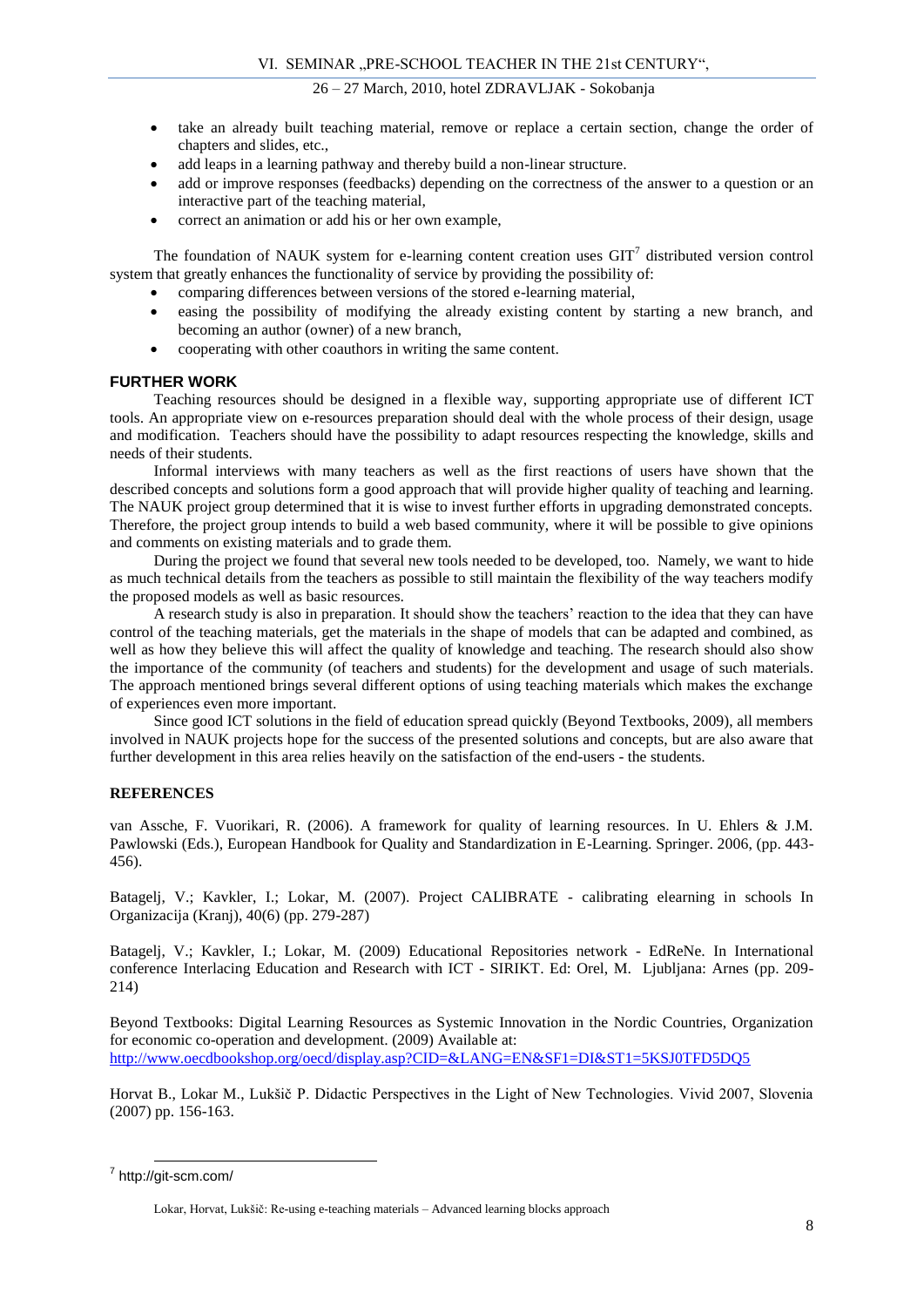- take an already built teaching material, remove or replace a certain section, change the order of chapters and slides, etc.,
- add leaps in a learning pathway and thereby build a non-linear structure.
- add or improve responses (feedbacks) depending on the correctness of the answer to a question or an interactive part of the teaching material,
- correct an animation or add his or her own example,

The foundation of NAUK system for e-learning content creation uses GIT[7] distributed version control system that greatly enhances the functionality of service by providing the possibility of:

- comparing differences between versions of the stored e-learning material,
- easing the possibility of modifying the already existing content by starting a new branch, and becoming an author (owner) of a new branch,
- cooperating with other coauthors in writing the same content.

## FURTHER WORK

Teaching resources should be designed in a flexible way, supporting appropriate use of different ICT tools. An appropriate view on e-resources preparation should deal with the whole process of their design, usage and modification. Teachers should have the possibility to adapt resources respecting the knowledge, skills and needs of their students.

Informal interviews with many teachers as well as the first reactions of users have shown that the described concepts and solutions form a good approach that will provide higher quality of teaching and learning. The NAUK project group determined that it is wise to invest further efforts in upgrading demonstrated concepts. Therefore, the project group intends to build a web based community, where it will be possible to give opinions and comments on existing materials and to grade them.

During the project we found that several new tools needed to be developed, too. Namely, we want to hide as much technical details from the teachers as possible to still maintain the flexibility of the way teachers modify the proposed models as well as basic resources.

A research study is also in preparation. It should show the teachers' reaction to the idea that they can have control of the teaching materials, get the materials in the shape of models that can be adapted and combined, as well as how they believe this will affect the quality of knowledge and teaching. The research should also show the importance of the community (of teachers and students) for the development and usage of such materials. The approach mentioned brings several different options of using teaching materials which makes the exchange of experiences even more important.

Since good ICT solutions in the field of education spread quickly (Beyond Textbooks, 2009), all members involved in NAUK projects hope for the success of the presented solutions and concepts, but are also aware that further development in this area relies heavily on the satisfaction of the end-users - the students.

## REFERENCES

van Assche, F. Vuorikari, R. (2006). A framework for quality of learning resources. In U. Ehlers & J.M. Pawlowski (Eds.), European Handbook for Quality and Standardization in E-Learning. Springer. 2006, (pp. 443-456).

Batagelj, V.; Kavkler, I.; Lokar, M. (2007). Project CALIBRATE - calibrating elearning in schools In Organizacija (Kranj), 40(6) (pp. 279-287)

Batagelj, V.; Kavkler, I.; Lokar, M. (2009) Educational Repositories network - EdReNe. In International conference Interlacing Education and Research with ICT - SIRIKT. Ed: Orel, M. Ljubljana: Arnes (pp. 209-214)

Beyond Textbooks: Digital Learning Resources as Systemic Innovation in the Nordic Countries, Organization for economic co-operation and development. (2009) Available at:
http://www.oecdbookshop.org/oecd/display.asp?CID=&LANG=EN&SF1=DI&ST1=5KSJ0TFD5DQ5

Horvat B., Lokar M., Lukšič P. Didactic Perspectives in the Light of New Technologies. Vivid 2007, Slovenia (2007) pp. 156-163.

[7] http://git-scm.com/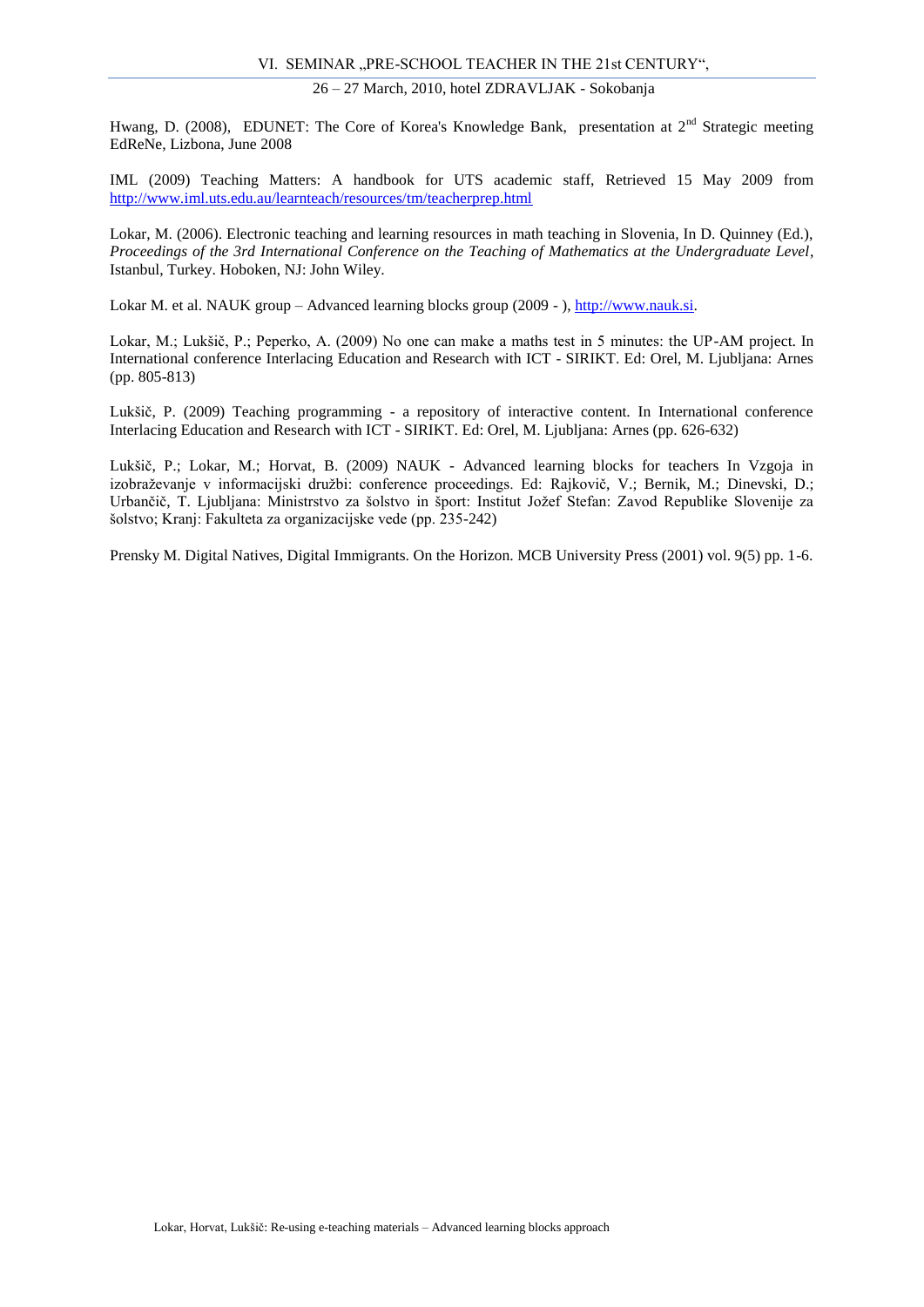Hwang, D. (2008), EDUNET: The Core of Korea's Knowledge Bank, presentation at 2nd Strategic meeting EdReNe, Lizbona, June 2008

IML (2009) Teaching Matters: A handbook for UTS academic staff, Retrieved 15 May 2009 from http://www.iml.uts.edu.au/learnteach/resources/tm/teacherprep.html

Lokar, M. (2006). Electronic teaching and learning resources in math teaching in Slovenia, In D. Quinney (Ed.), *Proceedings of the 3rd International Conference on the Teaching of Mathematics at the Undergraduate Level*, Istanbul, Turkey. Hoboken, NJ: John Wiley.

Lokar M. et al. NAUK group – Advanced learning blocks group (2009 - ), http://www.nauk.si.

Lokar, M.; Lukšič, P.; Peperko, A. (2009) No one can make a maths test in 5 minutes: the UP-AM project. In International conference Interlacing Education and Research with ICT - SIRIKT. Ed: Orel, M. Ljubljana: Arnes (pp. 805-813)

Lukšič, P. (2009) Teaching programming - a repository of interactive content. In International conference Interlacing Education and Research with ICT - SIRIKT. Ed: Orel, M. Ljubljana: Arnes (pp. 626-632)

Lukšič, P.; Lokar, M.; Horvat, B. (2009) NAUK - Advanced learning blocks for teachers In Vzgoja in izobraževanje v informacijski družbi: conference proceedings. Ed: Rajkovič, V.; Bernik, M.; Dinevski, D.; Urbančič, T. Ljubljana: Ministrstvo za šolstvo in šport: Institut Jožef Stefan: Zavod Republike Slovenije za šolstvo; Kranj: Fakulteta za organizacijske vede (pp. 235-242)

Prensky M. Digital Natives, Digital Immigrants. On the Horizon. MCB University Press (2001) vol. 9(5) pp. 1-6.